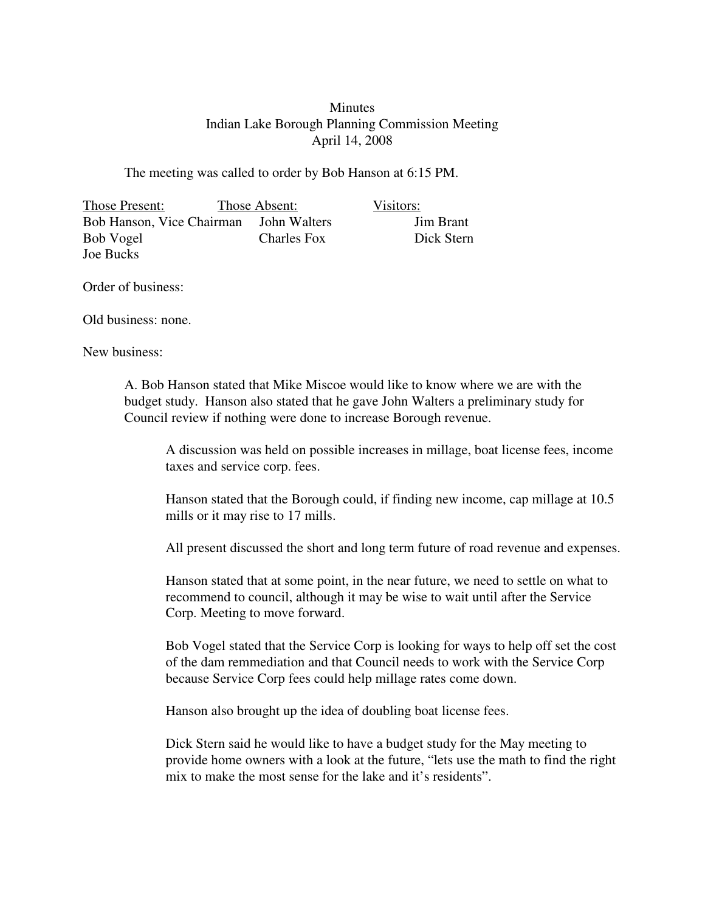Minutes
Indian Lake Borough Planning Commission Meeting
April 14, 2008

The meeting was called to order by Bob Hanson at 6:15 PM.

| Those Present: | Those Absent: | Visitors: |
|---|---|---|
| Bob Hanson, Vice Chairman | John Walters | Jim Brant |
| Bob Vogel | Charles Fox | Dick Stern |
| Joe Bucks | | |

Order of business:

Old business: none.

New business:

A. Bob Hanson stated that Mike Miscoe would like to know where we are with the budget study. Hanson also stated that he gave John Walters a preliminary study for Council review if nothing were done to increase Borough revenue.

A discussion was held on possible increases in millage, boat license fees, income taxes and service corp. fees.

Hanson stated that the Borough could, if finding new income, cap millage at 10.5 mills or it may rise to 17 mills.

All present discussed the short and long term future of road revenue and expenses.

Hanson stated that at some point, in the near future, we need to settle on what to recommend to council, although it may be wise to wait until after the Service Corp. Meeting to move forward.

Bob Vogel stated that the Service Corp is looking for ways to help off set the cost of the dam remmediation and that Council needs to work with the Service Corp because Service Corp fees could help millage rates come down.

Hanson also brought up the idea of doubling boat license fees.

Dick Stern said he would like to have a budget study for the May meeting to provide home owners with a look at the future, "lets use the math to find the right mix to make the most sense for the lake and it's residents".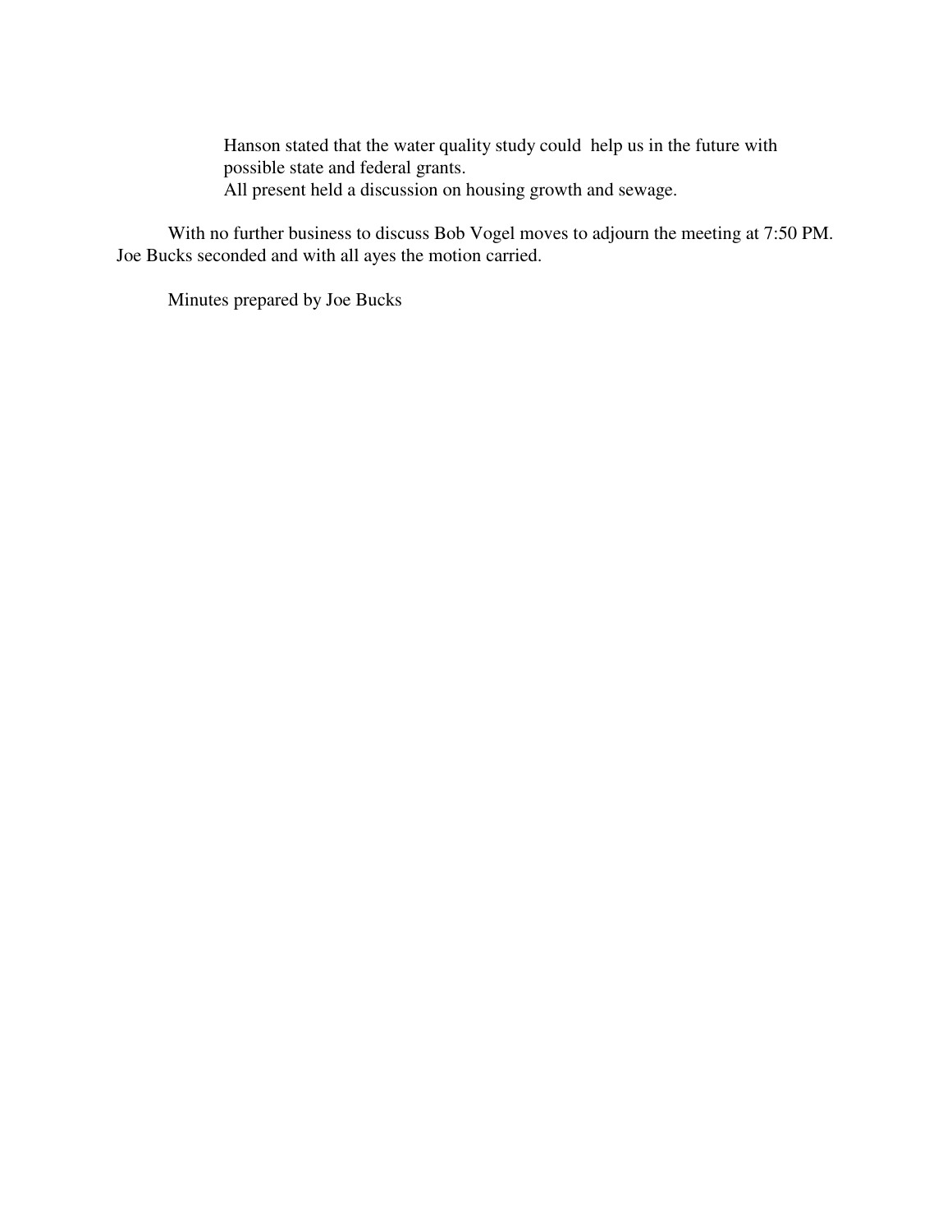Hanson stated that the water quality study could help us in the future with possible state and federal grants.
All present held a discussion on housing growth and sewage.

With no further business to discuss Bob Vogel moves to adjourn the meeting at 7:50 PM. Joe Bucks seconded and with all ayes the motion carried.

Minutes prepared by Joe Bucks